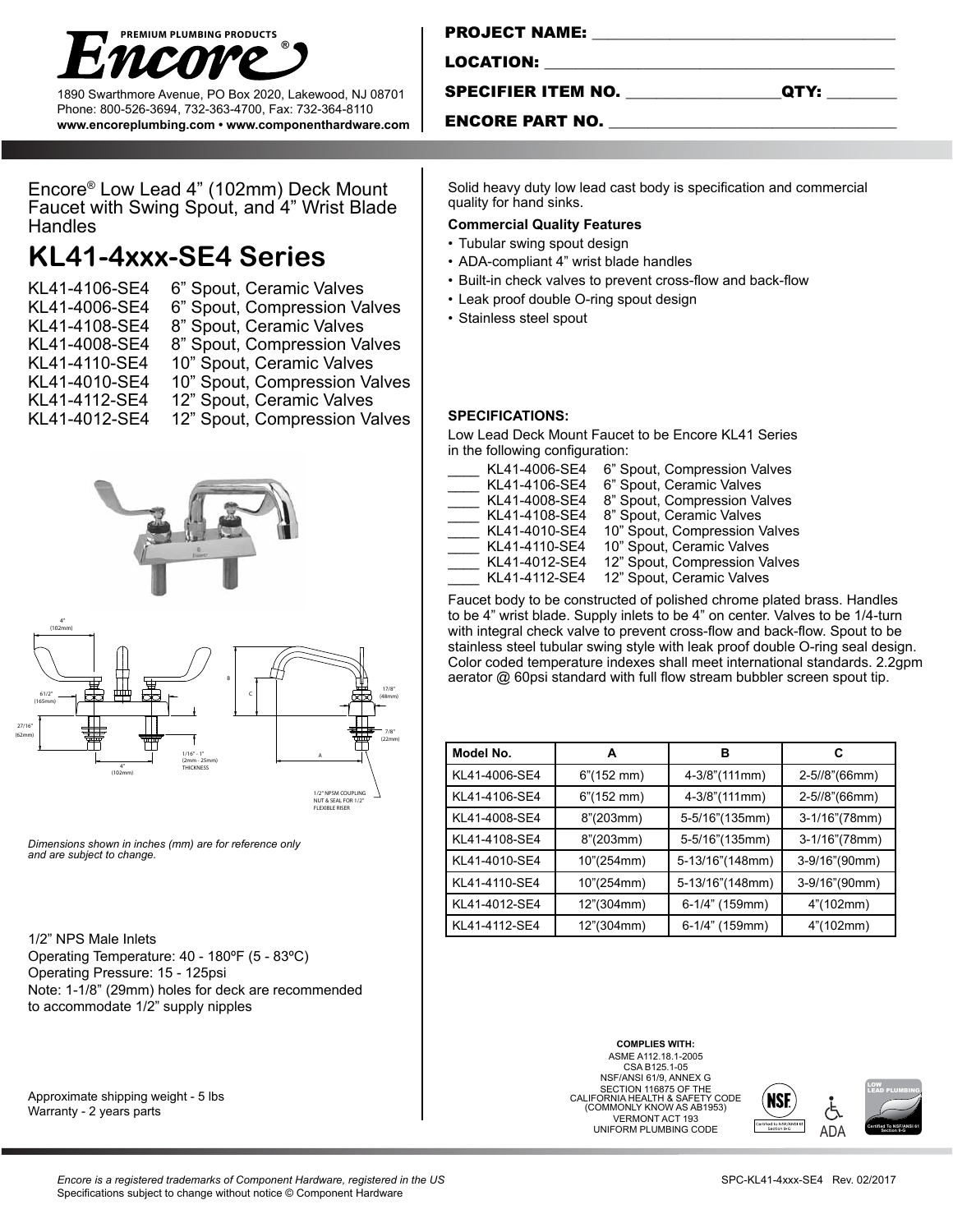PREMIUM PLUMBING PRODUCTS

**Encore®**

1890 Swarthmore Avenue, PO Box 2020, Lakewood, NJ 08701
Phone: 800-526-3694, 732-363-4700, Fax: 732-364-8110
**www.encoreplumbing.com • www.componenthardware.com**

**PROJECT NAME:** ____________________________

**LOCATION:** ____________________________

**SPECIFIER ITEM NO.** ____________________ **QTY:** ________

**ENCORE PART NO.** ____________________________

Encore® Low Lead 4" (102mm) Deck Mount Faucet with Swing Spout, and 4" Wrist Blade Handles

# KL41-4xxx-SE4 Series

| | |
|---|---|
| KL41-4106-SE4 | 6" Spout, Ceramic Valves |
| KL41-4006-SE4 | 6" Spout, Compression Valves |
| KL41-4108-SE4 | 8" Spout, Ceramic Valves |
| KL41-4008-SE4 | 8" Spout, Compression Valves |
| KL41-4110-SE4 | 10" Spout, Ceramic Valves |
| KL41-4010-SE4 | 10" Spout, Compression Valves |
| KL41-4112-SE4 | 12" Spout, Ceramic Valves |
| KL41-4012-SE4 | 12" Spout, Compression Valves |

4" (102mm)

6-1/2" (165mm)

2-7/16" (62mm)

4" (102mm)

1/16" - 1" (2mm - 25mm) THICKNESS

B

C

A

1-7/8" (48mm)

7/8" (22mm)

1/2" NPSM COUPLING NUT & SEAL FOR 1/2" FLEXIBLE RISER

*Dimensions shown in inches (mm) are for reference only and are subject to change.*

1/2" NPS Male Inlets
Operating Temperature: 40 - 180ºF (5 - 83ºC)
Operating Pressure: 15 - 125psi
Note: 1-1/8" (29mm) holes for deck are recommended to accommodate 1/2" supply nipples

Approximate shipping weight - 5 lbs
Warranty - 2 years parts

Solid heavy duty low lead cast body is specification and commercial quality for hand sinks.

**Commercial Quality Features**

- Tubular swing spout design
- ADA-compliant 4" wrist blade handles
- Built-in check valves to prevent cross-flow and back-flow
- Leak proof double O-ring spout design
- Stainless steel spout

**SPECIFICATIONS:**

Low Lead Deck Mount Faucet to be Encore KL41 Series in the following configuration:

____ KL41-4006-SE4 6" Spout, Compression Valves
____ KL41-4106-SE4 6" Spout, Ceramic Valves
____ KL41-4008-SE4 8" Spout, Compression Valves
____ KL41-4108-SE4 8" Spout, Ceramic Valves
____ KL41-4010-SE4 10" Spout, Compression Valves
____ KL41-4110-SE4 10" Spout, Ceramic Valves
____ KL41-4012-SE4 12" Spout, Compression Valves
____ KL41-4112-SE4 12" Spout, Ceramic Valves

Faucet body to be constructed of polished chrome plated brass. Handles to be 4" wrist blade. Supply inlets to be 4" on center. Valves to be 1/4-turn with integral check valve to prevent cross-flow and back-flow. Spout to be stainless steel tubular swing style with leak proof double O-ring seal design. Color coded temperature indexes shall meet international standards. 2.2gpm aerator @ 60psi standard with full flow stream bubbler screen spout tip.

| Model No. | A | B | C |
|---|---|---|---|
| KL41-4006-SE4 | 6"(152 mm) | 4-3/8"(111mm) | 2-5//8"(66mm) |
| KL41-4106-SE4 | 6"(152 mm) | 4-3/8"(111mm) | 2-5//8"(66mm) |
| KL41-4008-SE4 | 8"(203mm) | 5-5/16"(135mm) | 3-1/16"(78mm) |
| KL41-4108-SE4 | 8"(203mm) | 5-5/16"(135mm) | 3-1/16"(78mm) |
| KL41-4010-SE4 | 10"(254mm) | 5-13/16"(148mm) | 3-9/16"(90mm) |
| KL41-4110-SE4 | 10"(254mm) | 5-13/16"(148mm) | 3-9/16"(90mm) |
| KL41-4012-SE4 | 12"(304mm) | 6-1/4" (159mm) | 4"(102mm) |
| KL41-4112-SE4 | 12"(304mm) | 6-1/4" (159mm) | 4"(102mm) |

**COMPLIES WITH:**
ASME A112.18.1-2005
CSA B125.1-05
NSF/ANSI 61/9, ANNEX G
SECTION 116875 OF THE CALIFORNIA HEALTH & SAFETY CODE (COMMONLY KNOW AS AB1953)
VERMONT ACT 193
UNIFORM PLUMBING CODE

NSF Certified to NSF/ANSI 61 Section 9-G

ADA

LOW LEAD PLUMBING Certified To NSF/ANSI 61 Section 9-G

*Encore is a registered trademarks of Component Hardware, registered in the US*
Specifications subject to change without notice © Component Hardware

SPC-KL41-4xxx-SE4 Rev. 02/2017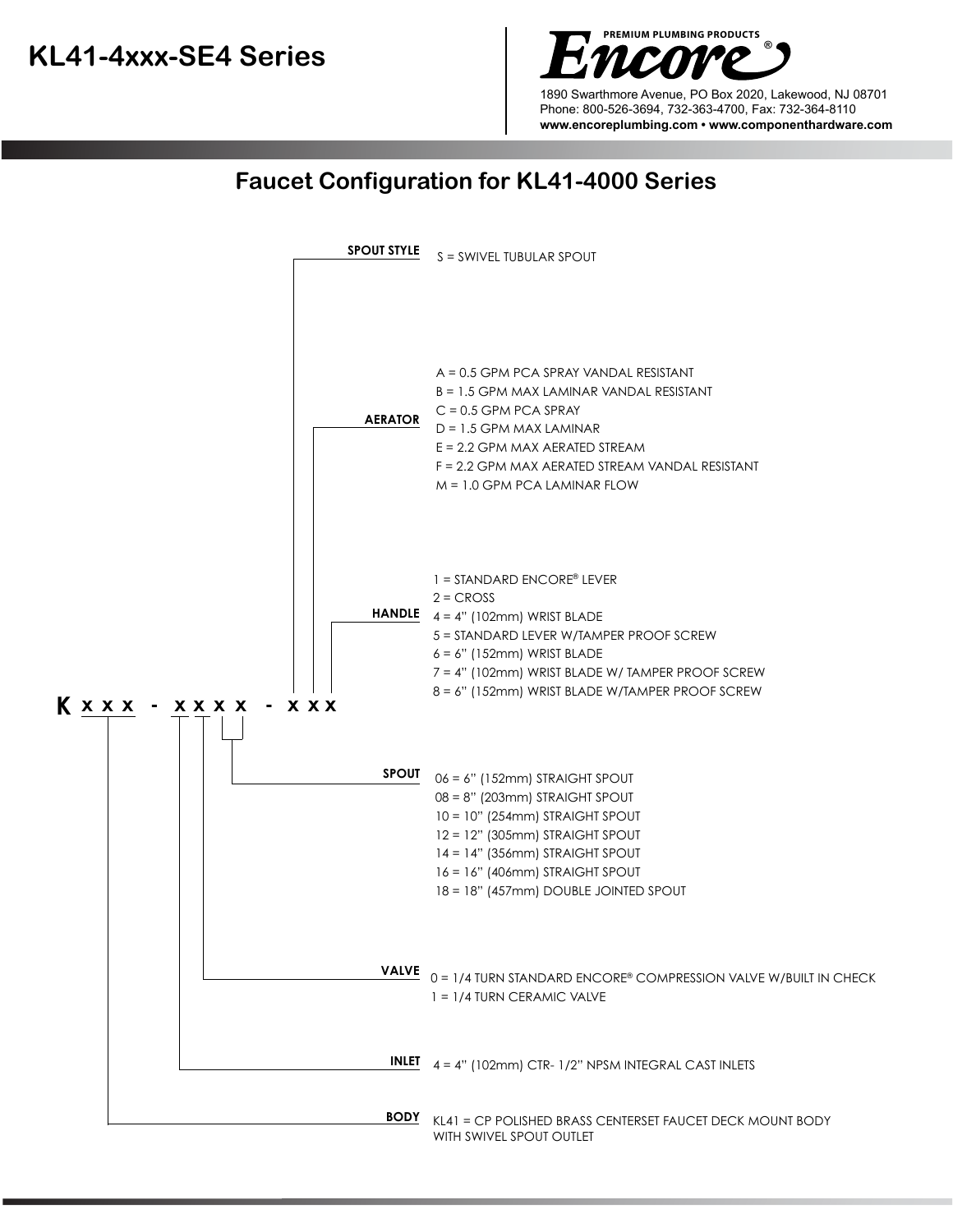# KL41-4xxx-SE4 Series

PREMIUM PLUMBING PRODUCTS

Encore®

1890 Swarthmore Avenue, PO Box 2020, Lakewood, NJ 08701
Phone: 800-526-3694, 732-363-4700, Fax: 732-364-8110
**www.encoreplumbing.com • www.componenthardware.com**

## Faucet Configuration for KL41-4000 Series

**K x x x - x x x x - x x x**

**SPOUT STYLE**
S = SWIVEL TUBULAR SPOUT

**AERATOR**
A = 0.5 GPM PCA SPRAY VANDAL RESISTANT
B = 1.5 GPM MAX LAMINAR VANDAL RESISTANT
C = 0.5 GPM PCA SPRAY
D = 1.5 GPM MAX LAMINAR
E = 2.2 GPM MAX AERATED STREAM
F = 2.2 GPM MAX AERATED STREAM VANDAL RESISTANT
M = 1.0 GPM PCA LAMINAR FLOW

**HANDLE**
1 = STANDARD ENCORE® LEVER
2 = CROSS
4 = 4" (102mm) WRIST BLADE
5 = STANDARD LEVER W/TAMPER PROOF SCREW
6 = 6" (152mm) WRIST BLADE
7 = 4" (102mm) WRIST BLADE W/ TAMPER PROOF SCREW
8 = 6" (152mm) WRIST BLADE W/TAMPER PROOF SCREW

**SPOUT**
06 = 6" (152mm) STRAIGHT SPOUT
08 = 8" (203mm) STRAIGHT SPOUT
10 = 10" (254mm) STRAIGHT SPOUT
12 = 12" (305mm) STRAIGHT SPOUT
14 = 14" (356mm) STRAIGHT SPOUT
16 = 16" (406mm) STRAIGHT SPOUT
18 = 18" (457mm) DOUBLE JOINTED SPOUT

**VALVE**
0 = 1/4 TURN STANDARD ENCORE® COMPRESSION VALVE W/BUILT IN CHECK
1 = 1/4 TURN CERAMIC VALVE

**INLET**
4 = 4" (102mm) CTR- 1/2" NPSM INTEGRAL CAST INLETS

**BODY**
KL41 = CP POLISHED BRASS CENTERSET FAUCET DECK MOUNT BODY WITH SWIVEL SPOUT OUTLET